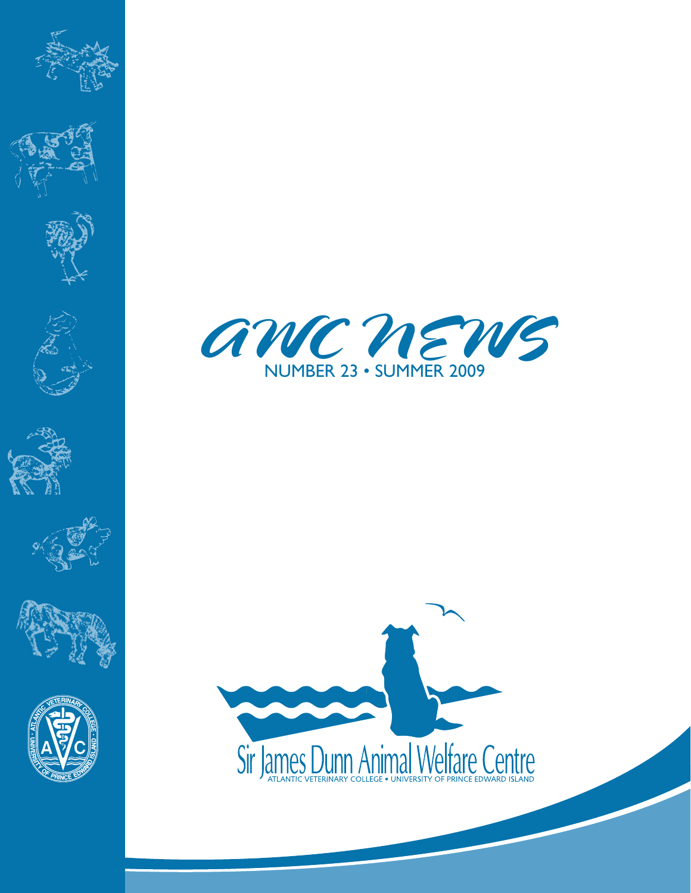# AWC NEWS

NUMBER 23 • SUMMER 2009

Sir James Dunn Animal Welfare Centre

ATLANTIC VETERINARY COLLEGE • UNIVERSITY OF PRINCE EDWARD ISLAND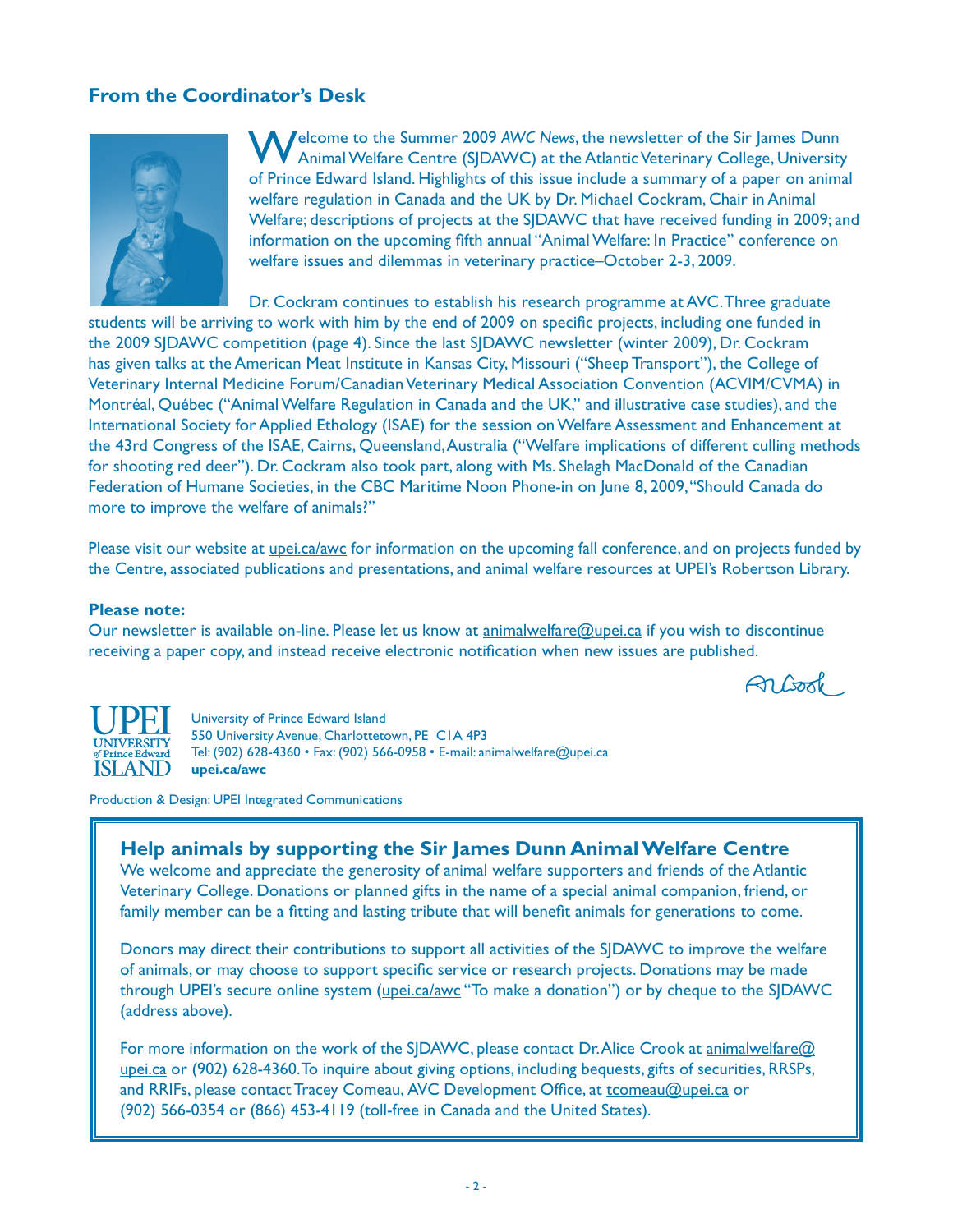## From the Coordinator's Desk

Welcome to the Summer 2009 *AWC News*, the newsletter of the Sir James Dunn Animal Welfare Centre (SJDAWC) at the Atlantic Veterinary College, University of Prince Edward Island. Highlights of this issue include a summary of a paper on animal welfare regulation in Canada and the UK by Dr. Michael Cockram, Chair in Animal Welfare; descriptions of projects at the SJDAWC that have received funding in 2009; and information on the upcoming fifth annual "Animal Welfare: In Practice" conference on welfare issues and dilemmas in veterinary practice–October 2-3, 2009.

Dr. Cockram continues to establish his research programme at AVC. Three graduate students will be arriving to work with him by the end of 2009 on specific projects, including one funded in the 2009 SJDAWC competition (page 4). Since the last SJDAWC newsletter (winter 2009), Dr. Cockram has given talks at the American Meat Institute in Kansas City, Missouri ("Sheep Transport"), the College of Veterinary Internal Medicine Forum/Canadian Veterinary Medical Association Convention (ACVIM/CVMA) in Montréal, Québec ("Animal Welfare Regulation in Canada and the UK," and illustrative case studies), and the International Society for Applied Ethology (ISAE) for the session on Welfare Assessment and Enhancement at the 43rd Congress of the ISAE, Cairns, Queensland, Australia ("Welfare implications of different culling methods for shooting red deer"). Dr. Cockram also took part, along with Ms. Shelagh MacDonald of the Canadian Federation of Humane Societies, in the CBC Maritime Noon Phone-in on June 8, 2009, "Should Canada do more to improve the welfare of animals?"

Please visit our website at upei.ca/awc for information on the upcoming fall conference, and on projects funded by the Centre, associated publications and presentations, and animal welfare resources at UPEI's Robertson Library.

**Please note:**
Our newsletter is available on-line. Please let us know at animalwelfare@upei.ca if you wish to discontinue receiving a paper copy, and instead receive electronic notification when new issues are published.

University of Prince Edward Island
550 University Avenue, Charlottetown, PE C1A 4P3
Tel: (902) 628-4360 • Fax: (902) 566-0958 • E-mail: animalwelfare@upei.ca
**upei.ca/awc**

Production & Design: UPEI Integrated Communications

### Help animals by supporting the Sir James Dunn Animal Welfare Centre

We welcome and appreciate the generosity of animal welfare supporters and friends of the Atlantic Veterinary College. Donations or planned gifts in the name of a special animal companion, friend, or family member can be a fitting and lasting tribute that will benefit animals for generations to come.

Donors may direct their contributions to support all activities of the SJDAWC to improve the welfare of animals, or may choose to support specific service or research projects. Donations may be made through UPEI's secure online system (upei.ca/awc "To make a donation") or by cheque to the SJDAWC (address above).

For more information on the work of the SJDAWC, please contact Dr. Alice Crook at animalwelfare@upei.ca or (902) 628-4360. To inquire about giving options, including bequests, gifts of securities, RRSPs, and RRIFs, please contact Tracey Comeau, AVC Development Office, at tcomeau@upei.ca or (902) 566-0354 or (866) 453-4119 (toll-free in Canada and the United States).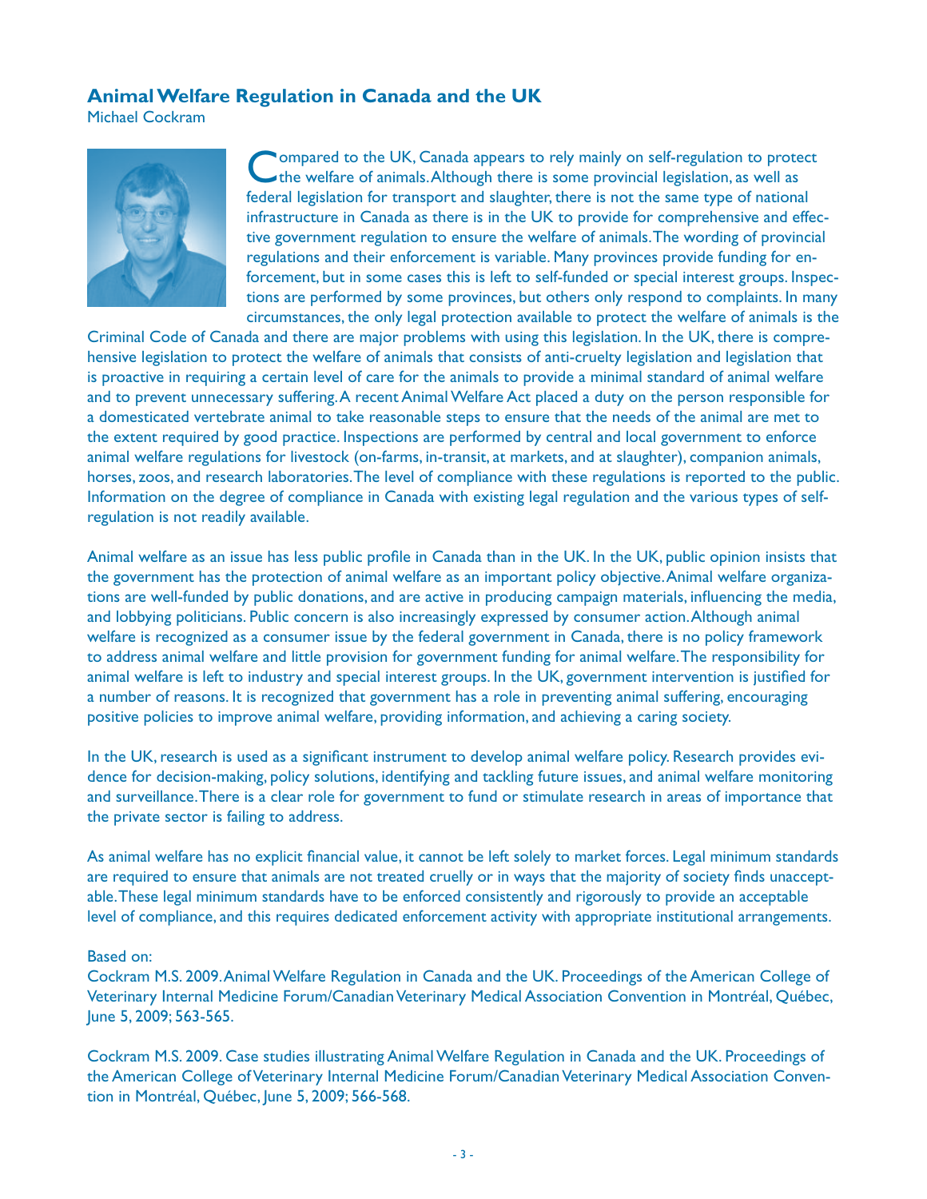## Animal Welfare Regulation in Canada and the UK

Michael Cockram

Compared to the UK, Canada appears to rely mainly on self-regulation to protect the welfare of animals. Although there is some provincial legislation, as well as federal legislation for transport and slaughter, there is not the same type of national infrastructure in Canada as there is in the UK to provide for comprehensive and effective government regulation to ensure the welfare of animals. The wording of provincial regulations and their enforcement is variable. Many provinces provide funding for enforcement, but in some cases this is left to self-funded or special interest groups. Inspections are performed by some provinces, but others only respond to complaints. In many circumstances, the only legal protection available to protect the welfare of animals is the Criminal Code of Canada and there are major problems with using this legislation. In the UK, there is comprehensive legislation to protect the welfare of animals that consists of anti-cruelty legislation and legislation that is proactive in requiring a certain level of care for the animals to provide a minimal standard of animal welfare and to prevent unnecessary suffering. A recent Animal Welfare Act placed a duty on the person responsible for a domesticated vertebrate animal to take reasonable steps to ensure that the needs of the animal are met to the extent required by good practice. Inspections are performed by central and local government to enforce animal welfare regulations for livestock (on-farms, in-transit, at markets, and at slaughter), companion animals, horses, zoos, and research laboratories. The level of compliance with these regulations is reported to the public. Information on the degree of compliance in Canada with existing legal regulation and the various types of self-regulation is not readily available.

Animal welfare as an issue has less public profile in Canada than in the UK. In the UK, public opinion insists that the government has the protection of animal welfare as an important policy objective. Animal welfare organizations are well-funded by public donations, and are active in producing campaign materials, influencing the media, and lobbying politicians. Public concern is also increasingly expressed by consumer action. Although animal welfare is recognized as a consumer issue by the federal government in Canada, there is no policy framework to address animal welfare and little provision for government funding for animal welfare. The responsibility for animal welfare is left to industry and special interest groups. In the UK, government intervention is justified for a number of reasons. It is recognized that government has a role in preventing animal suffering, encouraging positive policies to improve animal welfare, providing information, and achieving a caring society.

In the UK, research is used as a significant instrument to develop animal welfare policy. Research provides evidence for decision-making, policy solutions, identifying and tackling future issues, and animal welfare monitoring and surveillance. There is a clear role for government to fund or stimulate research in areas of importance that the private sector is failing to address.

As animal welfare has no explicit financial value, it cannot be left solely to market forces. Legal minimum standards are required to ensure that animals are not treated cruelly or in ways that the majority of society finds unacceptable. These legal minimum standards have to be enforced consistently and rigorously to provide an acceptable level of compliance, and this requires dedicated enforcement activity with appropriate institutional arrangements.

Based on:

Cockram M.S. 2009. Animal Welfare Regulation in Canada and the UK. Proceedings of the American College of Veterinary Internal Medicine Forum/Canadian Veterinary Medical Association Convention in Montréal, Québec, June 5, 2009; 563-565.

Cockram M.S. 2009. Case studies illustrating Animal Welfare Regulation in Canada and the UK. Proceedings of the American College of Veterinary Internal Medicine Forum/Canadian Veterinary Medical Association Convention in Montréal, Québec, June 5, 2009; 566-568.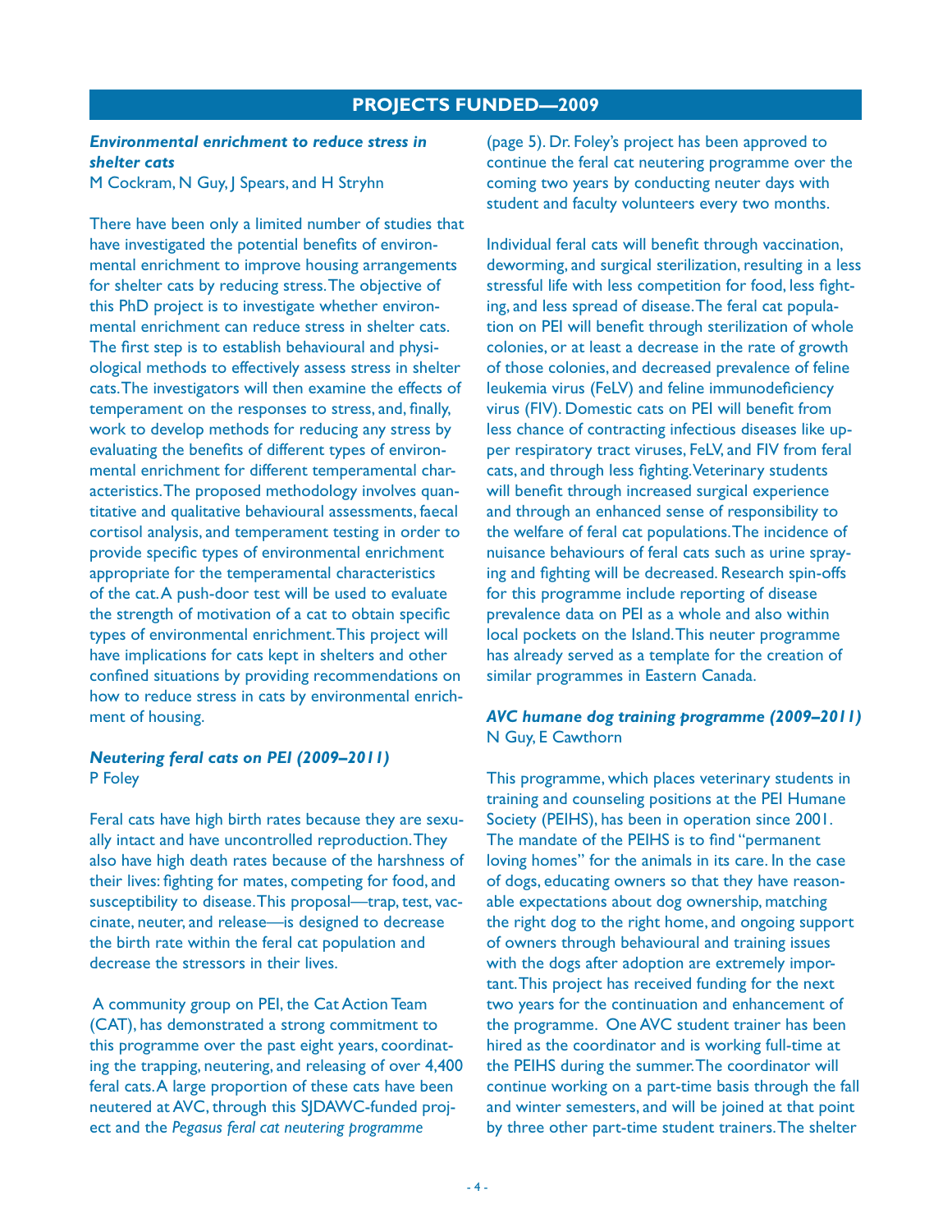## PROJECTS FUNDED—2009

***Environmental enrichment to reduce stress in shelter cats***
M Cockram, N Guy, J Spears, and H Stryhn

There have been only a limited number of studies that have investigated the potential benefits of environmental enrichment to improve housing arrangements for shelter cats by reducing stress. The objective of this PhD project is to investigate whether environmental enrichment can reduce stress in shelter cats. The first step is to establish behavioural and physiological methods to effectively assess stress in shelter cats. The investigators will then examine the effects of temperament on the responses to stress, and, finally, work to develop methods for reducing any stress by evaluating the benefits of different types of environmental enrichment for different temperamental characteristics. The proposed methodology involves quantitative and qualitative behavioural assessments, faecal cortisol analysis, and temperament testing in order to provide specific types of environmental enrichment appropriate for the temperamental characteristics of the cat. A push-door test will be used to evaluate the strength of motivation of a cat to obtain specific types of environmental enrichment. This project will have implications for cats kept in shelters and other confined situations by providing recommendations on how to reduce stress in cats by environmental enrichment of housing.

***Neutering feral cats on PEI (2009–2011)***
P Foley

Feral cats have high birth rates because they are sexually intact and have uncontrolled reproduction. They also have high death rates because of the harshness of their lives: fighting for mates, competing for food, and susceptibility to disease. This proposal—trap, test, vaccinate, neuter, and release—is designed to decrease the birth rate within the feral cat population and decrease the stressors in their lives.

A community group on PEI, the Cat Action Team (CAT), has demonstrated a strong commitment to this programme over the past eight years, coordinating the trapping, neutering, and releasing of over 4,400 feral cats. A large proportion of these cats have been neutered at AVC, through this SJDAWC-funded project and the *Pegasus feral cat neutering programme* (page 5). Dr. Foley's project has been approved to continue the feral cat neutering programme over the coming two years by conducting neuter days with student and faculty volunteers every two months.

Individual feral cats will benefit through vaccination, deworming, and surgical sterilization, resulting in a less stressful life with less competition for food, less fighting, and less spread of disease. The feral cat population on PEI will benefit through sterilization of whole colonies, or at least a decrease in the rate of growth of those colonies, and decreased prevalence of feline leukemia virus (FeLV) and feline immunodeficiency virus (FIV). Domestic cats on PEI will benefit from less chance of contracting infectious diseases like upper respiratory tract viruses, FeLV, and FIV from feral cats, and through less fighting. Veterinary students will benefit through increased surgical experience and through an enhanced sense of responsibility to the welfare of feral cat populations. The incidence of nuisance behaviours of feral cats such as urine spraying and fighting will be decreased. Research spin-offs for this programme include reporting of disease prevalence data on PEI as a whole and also within local pockets on the Island. This neuter programme has already served as a template for the creation of similar programmes in Eastern Canada.

***AVC humane dog training programme (2009–2011)***
N Guy, E Cawthorn

This programme, which places veterinary students in training and counseling positions at the PEI Humane Society (PEIHS), has been in operation since 2001. The mandate of the PEIHS is to find "permanent loving homes" for the animals in its care. In the case of dogs, educating owners so that they have reasonable expectations about dog ownership, matching the right dog to the right home, and ongoing support of owners through behavioural and training issues with the dogs after adoption are extremely important. This project has received funding for the next two years for the continuation and enhancement of the programme. One AVC student trainer has been hired as the coordinator and is working full-time at the PEIHS during the summer. The coordinator will continue working on a part-time basis through the fall and winter semesters, and will be joined at that point by three other part-time student trainers. The shelter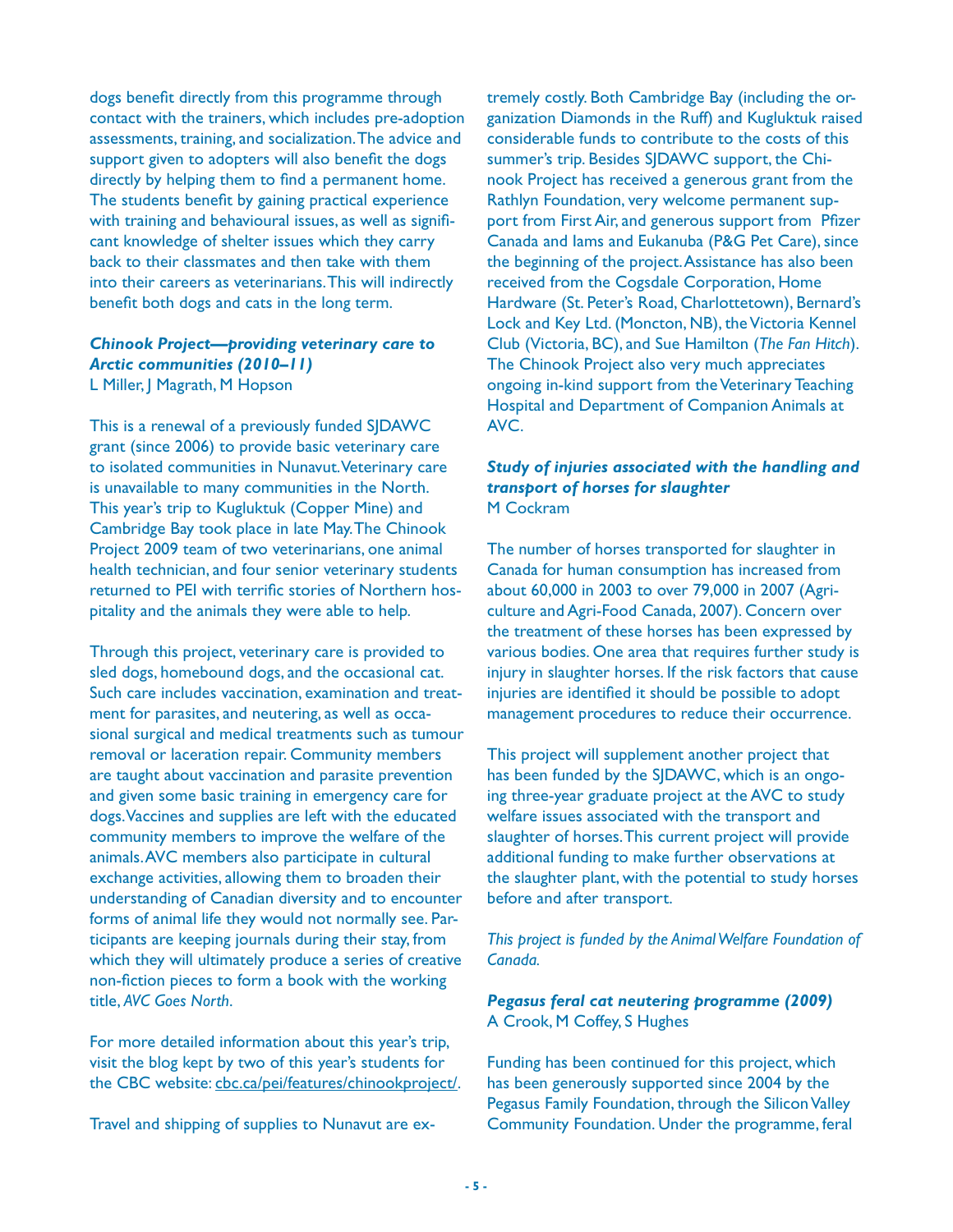dogs benefit directly from this programme through contact with the trainers, which includes pre-adoption assessments, training, and socialization. The advice and support given to adopters will also benefit the dogs directly by helping them to find a permanent home. The students benefit by gaining practical experience with training and behavioural issues, as well as significant knowledge of shelter issues which they carry back to their classmates and then take with them into their careers as veterinarians. This will indirectly benefit both dogs and cats in the long term.

### *Chinook Project—providing veterinary care to Arctic communities (2010–11)*

L Miller, J Magrath, M Hopson

This is a renewal of a previously funded SJDAWC grant (since 2006) to provide basic veterinary care to isolated communities in Nunavut. Veterinary care is unavailable to many communities in the North. This year's trip to Kugluktuk (Copper Mine) and Cambridge Bay took place in late May. The Chinook Project 2009 team of two veterinarians, one animal health technician, and four senior veterinary students returned to PEI with terrific stories of Northern hospitality and the animals they were able to help.

Through this project, veterinary care is provided to sled dogs, homebound dogs, and the occasional cat. Such care includes vaccination, examination and treatment for parasites, and neutering, as well as occasional surgical and medical treatments such as tumour removal or laceration repair. Community members are taught about vaccination and parasite prevention and given some basic training in emergency care for dogs. Vaccines and supplies are left with the educated community members to improve the welfare of the animals. AVC members also participate in cultural exchange activities, allowing them to broaden their understanding of Canadian diversity and to encounter forms of animal life they would not normally see. Participants are keeping journals during their stay, from which they will ultimately produce a series of creative non-fiction pieces to form a book with the working title, *AVC Goes North*.

For more detailed information about this year's trip, visit the blog kept by two of this year's students for the CBC website: cbc.ca/pei/features/chinookproject/.

Travel and shipping of supplies to Nunavut are extremely costly. Both Cambridge Bay (including the organization Diamonds in the Ruff) and Kugluktuk raised considerable funds to contribute to the costs of this summer's trip. Besides SJDAWC support, the Chinook Project has received a generous grant from the Rathlyn Foundation, very welcome permanent support from First Air, and generous support from Pfizer Canada and Iams and Eukanuba (P&G Pet Care), since the beginning of the project. Assistance has also been received from the Cogsdale Corporation, Home Hardware (St. Peter's Road, Charlottetown), Bernard's Lock and Key Ltd. (Moncton, NB), the Victoria Kennel Club (Victoria, BC), and Sue Hamilton (*The Fan Hitch*). The Chinook Project also very much appreciates ongoing in-kind support from the Veterinary Teaching Hospital and Department of Companion Animals at AVC.

### *Study of injuries associated with the handling and transport of horses for slaughter*

M Cockram

The number of horses transported for slaughter in Canada for human consumption has increased from about 60,000 in 2003 to over 79,000 in 2007 (Agriculture and Agri-Food Canada, 2007). Concern over the treatment of these horses has been expressed by various bodies. One area that requires further study is injury in slaughter horses. If the risk factors that cause injuries are identified it should be possible to adopt management procedures to reduce their occurrence.

This project will supplement another project that has been funded by the SJDAWC, which is an ongoing three-year graduate project at the AVC to study welfare issues associated with the transport and slaughter of horses. This current project will provide additional funding to make further observations at the slaughter plant, with the potential to study horses before and after transport.

*This project is funded by the Animal Welfare Foundation of Canada.*

### *Pegasus feral cat neutering programme (2009)*

A Crook, M Coffey, S Hughes

Funding has been continued for this project, which has been generously supported since 2004 by the Pegasus Family Foundation, through the Silicon Valley Community Foundation. Under the programme, feral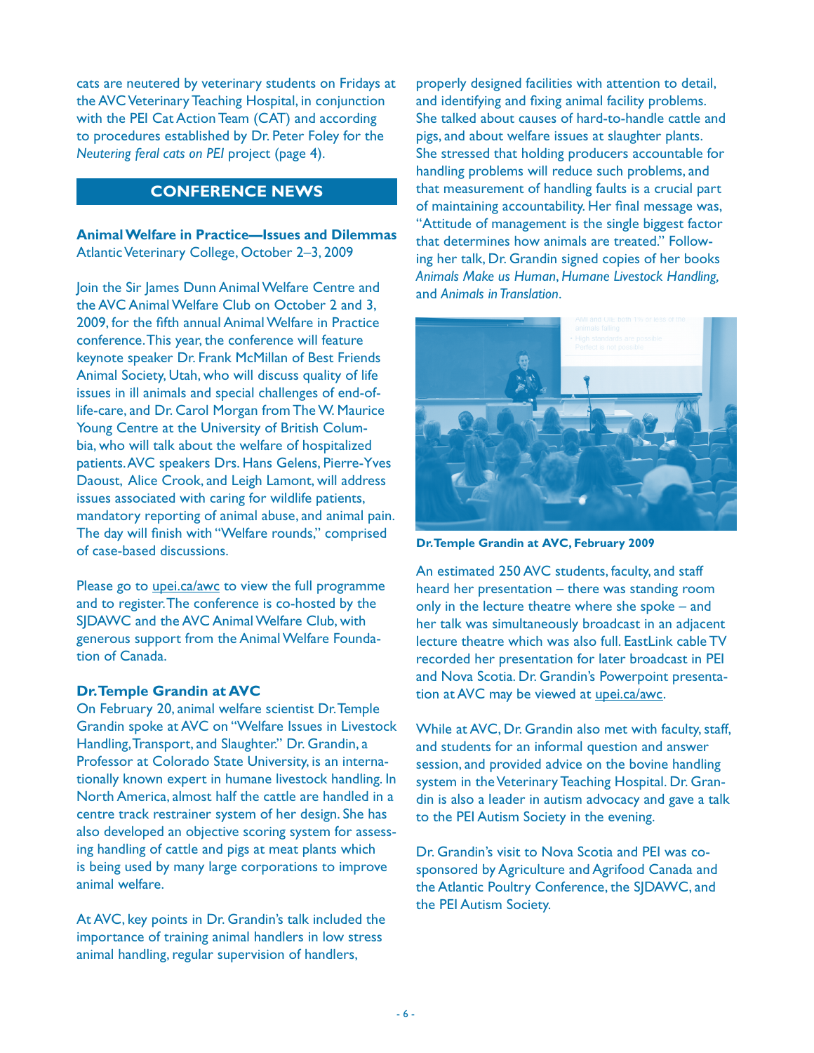cats are neutered by veterinary students on Fridays at the AVC Veterinary Teaching Hospital, in conjunction with the PEI Cat Action Team (CAT) and according to procedures established by Dr. Peter Foley for the *Neutering feral cats on PEI* project (page 4).

## CONFERENCE NEWS

**Animal Welfare in Practice—Issues and Dilemmas**
Atlantic Veterinary College, October 2–3, 2009

Join the Sir James Dunn Animal Welfare Centre and the AVC Animal Welfare Club on October 2 and 3, 2009, for the fifth annual Animal Welfare in Practice conference. This year, the conference will feature keynote speaker Dr. Frank McMillan of Best Friends Animal Society, Utah, who will discuss quality of life issues in ill animals and special challenges of end-of-life-care, and Dr. Carol Morgan from The W. Maurice Young Centre at the University of British Columbia, who will talk about the welfare of hospitalized patients. AVC speakers Drs. Hans Gelens, Pierre-Yves Daoust, Alice Crook, and Leigh Lamont, will address issues associated with caring for wildlife patients, mandatory reporting of animal abuse, and animal pain. The day will finish with "Welfare rounds," comprised of case-based discussions.

Please go to upei.ca/awc to view the full programme and to register. The conference is co-hosted by the SJDAWC and the AVC Animal Welfare Club, with generous support from the Animal Welfare Foundation of Canada.

**Dr. Temple Grandin at AVC**

On February 20, animal welfare scientist Dr. Temple Grandin spoke at AVC on "Welfare Issues in Livestock Handling, Transport, and Slaughter." Dr. Grandin, a Professor at Colorado State University, is an internationally known expert in humane livestock handling. In North America, almost half the cattle are handled in a centre track restrainer system of her design. She has also developed an objective scoring system for assessing handling of cattle and pigs at meat plants which is being used by many large corporations to improve animal welfare.

At AVC, key points in Dr. Grandin's talk included the importance of training animal handlers in low stress animal handling, regular supervision of handlers, properly designed facilities with attention to detail, and identifying and fixing animal facility problems. She talked about causes of hard-to-handle cattle and pigs, and about welfare issues at slaughter plants. She stressed that holding producers accountable for handling problems will reduce such problems, and that measurement of handling faults is a crucial part of maintaining accountability. Her final message was, "Attitude of management is the single biggest factor that determines how animals are treated." Following her talk, Dr. Grandin signed copies of her books *Animals Make us Human*, *Humane Livestock Handling,* and *Animals in Translation*.

**Dr. Temple Grandin at AVC, February 2009**

An estimated 250 AVC students, faculty, and staff heard her presentation – there was standing room only in the lecture theatre where she spoke – and her talk was simultaneously broadcast in an adjacent lecture theatre which was also full. EastLink cable TV recorded her presentation for later broadcast in PEI and Nova Scotia. Dr. Grandin's Powerpoint presentation at AVC may be viewed at upei.ca/awc.

While at AVC, Dr. Grandin also met with faculty, staff, and students for an informal question and answer session, and provided advice on the bovine handling system in the Veterinary Teaching Hospital. Dr. Grandin is also a leader in autism advocacy and gave a talk to the PEI Autism Society in the evening.

Dr. Grandin's visit to Nova Scotia and PEI was co-sponsored by Agriculture and Agrifood Canada and the Atlantic Poultry Conference, the SJDAWC, and the PEI Autism Society.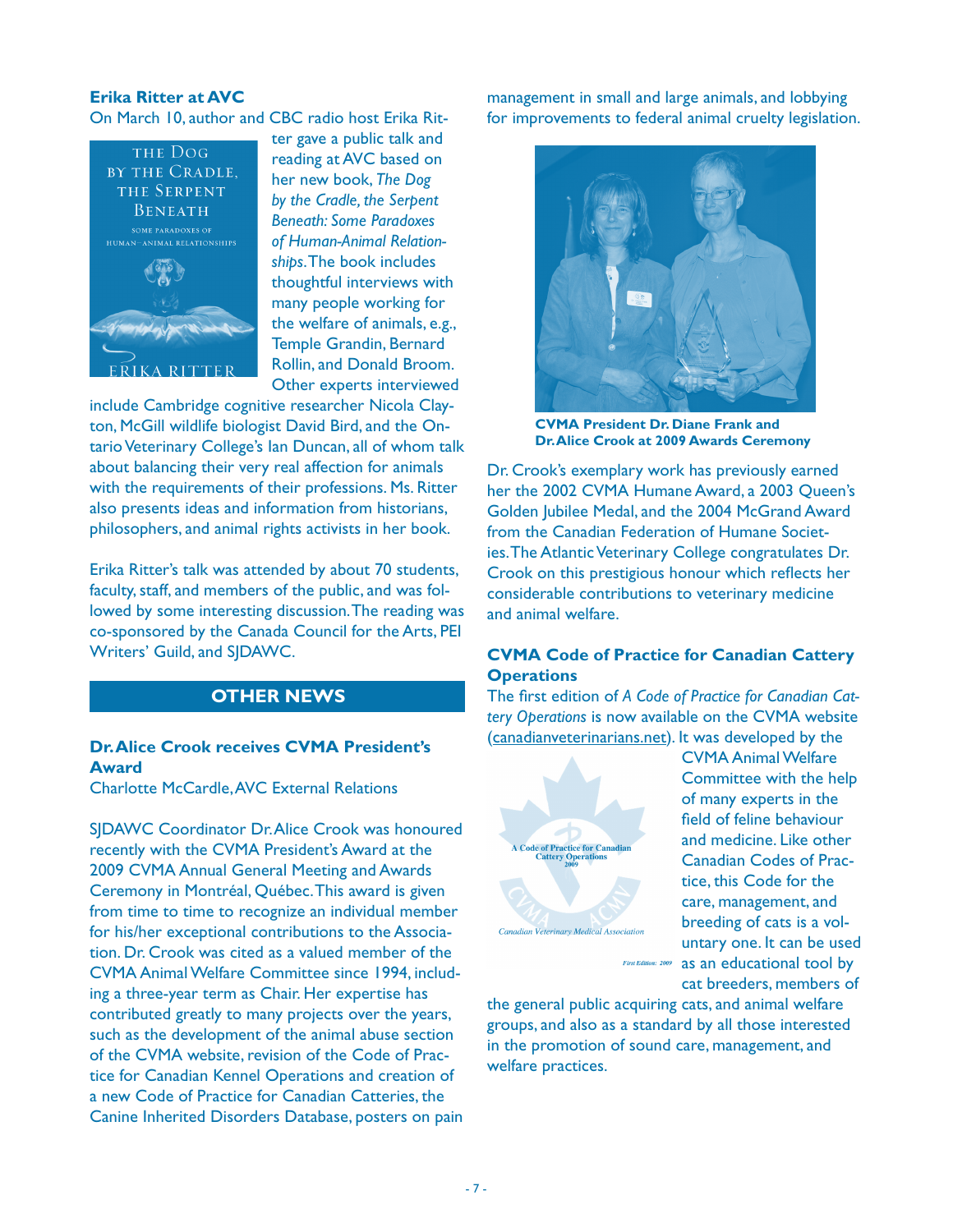### Erika Ritter at AVC

On March 10, author and CBC radio host Erika Ritter gave a public talk and reading at AVC based on her new book, *The Dog by the Cradle, the Serpent Beneath: Some Paradoxes of Human-Animal Relationships*. The book includes thoughtful interviews with many people working for the welfare of animals, e.g., Temple Grandin, Bernard Rollin, and Donald Broom. Other experts interviewed include Cambridge cognitive researcher Nicola Clayton, McGill wildlife biologist David Bird, and the Ontario Veterinary College's Ian Duncan, all of whom talk about balancing their very real affection for animals with the requirements of their professions. Ms. Ritter also presents ideas and information from historians, philosophers, and animal rights activists in her book.

Erika Ritter's talk was attended by about 70 students, faculty, staff, and members of the public, and was followed by some interesting discussion. The reading was co-sponsored by the Canada Council for the Arts, PEI Writers' Guild, and SJDAWC.

## OTHER NEWS

### Dr. Alice Crook receives CVMA President's Award

Charlotte McCardle, AVC External Relations

SJDAWC Coordinator Dr. Alice Crook was honoured recently with the CVMA President's Award at the 2009 CVMA Annual General Meeting and Awards Ceremony in Montréal, Québec. This award is given from time to time to recognize an individual member for his/her exceptional contributions to the Association. Dr. Crook was cited as a valued member of the CVMA Animal Welfare Committee since 1994, including a three-year term as Chair. Her expertise has contributed greatly to many projects over the years, such as the development of the animal abuse section of the CVMA website, revision of the Code of Practice for Canadian Kennel Operations and creation of a new Code of Practice for Canadian Catteries, the Canine Inherited Disorders Database, posters on pain management in small and large animals, and lobbying for improvements to federal animal cruelty legislation.

**CVMA President Dr. Diane Frank and Dr. Alice Crook at 2009 Awards Ceremony**

Dr. Crook's exemplary work has previously earned her the 2002 CVMA Humane Award, a 2003 Queen's Golden Jubilee Medal, and the 2004 McGrand Award from the Canadian Federation of Humane Societies. The Atlantic Veterinary College congratulates Dr. Crook on this prestigious honour which reflects her considerable contributions to veterinary medicine and animal welfare.

### CVMA Code of Practice for Canadian Cattery Operations

The first edition of *A Code of Practice for Canadian Cattery Operations* is now available on the CVMA website (canadianveterinarians.net). It was developed by the CVMA Animal Welfare Committee with the help of many experts in the field of feline behaviour and medicine. Like other Canadian Codes of Practice, this Code for the care, management, and breeding of cats is a voluntary one. It can be used as an educational tool by cat breeders, members of the general public acquiring cats, and animal welfare groups, and also as a standard by all those interested in the promotion of sound care, management, and welfare practices.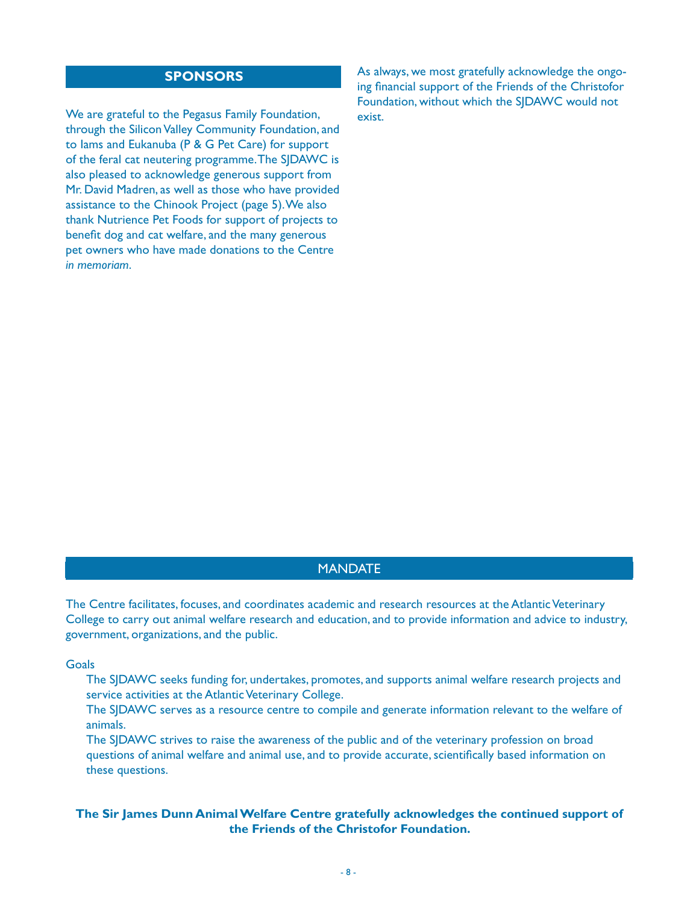## SPONSORS

We are grateful to the Pegasus Family Foundation, through the Silicon Valley Community Foundation, and to Iams and Eukanuba (P & G Pet Care) for support of the feral cat neutering programme. The SJDAWC is also pleased to acknowledge generous support from Mr. David Madren, as well as those who have provided assistance to the Chinook Project (page 5). We also thank Nutrience Pet Foods for support of projects to benefit dog and cat welfare, and the many generous pet owners who have made donations to the Centre *in memoriam*.

As always, we most gratefully acknowledge the ongoing financial support of the Friends of the Christofor Foundation, without which the SJDAWC would not exist.

## MANDATE

The Centre facilitates, focuses, and coordinates academic and research resources at the Atlantic Veterinary College to carry out animal welfare research and education, and to provide information and advice to industry, government, organizations, and the public.

Goals

- The SJDAWC seeks funding for, undertakes, promotes, and supports animal welfare research projects and service activities at the Atlantic Veterinary College.
- The SJDAWC serves as a resource centre to compile and generate information relevant to the welfare of animals.
- The SJDAWC strives to raise the awareness of the public and of the veterinary profession on broad questions of animal welfare and animal use, and to provide accurate, scientifically based information on these questions.

**The Sir James Dunn Animal Welfare Centre gratefully acknowledges the continued support of the Friends of the Christofor Foundation.**